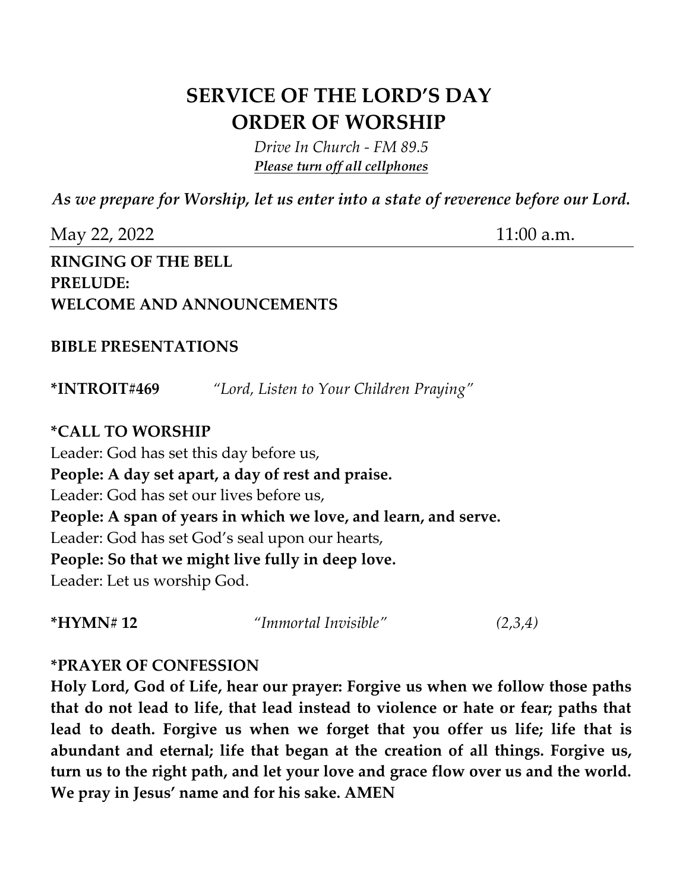# SERVICE OF THE LORD'S DAY
# ORDER OF WORSHIP

*Drive In Church - FM 89.5*
***Please turn off all cellphones***

***As we prepare for Worship, let us enter into a state of reverence before our Lord.***

May 22, 2022 11:00 a.m.

**RINGING OF THE BELL**
**PRELUDE:**
**WELCOME AND ANNOUNCEMENTS**

**BIBLE PRESENTATIONS**

**\*INTROIT#469** *"Lord, Listen to Your Children Praying"*

**\*CALL TO WORSHIP**
Leader: God has set this day before us,
**People: A day set apart, a day of rest and praise.**
Leader: God has set our lives before us,
**People: A span of years in which we love, and learn, and serve.**
Leader: God has set God's seal upon our hearts,
**People: So that we might live fully in deep love.**
Leader: Let us worship God.

**\*HYMN# 12** *"Immortal Invisible"* *(2,3,4)*

**\*PRAYER OF CONFESSION**
**Holy Lord, God of Life, hear our prayer: Forgive us when we follow those paths that do not lead to life, that lead instead to violence or hate or fear; paths that lead to death. Forgive us when we forget that you offer us life; life that is abundant and eternal; life that began at the creation of all things. Forgive us, turn us to the right path, and let your love and grace flow over us and the world. We pray in Jesus' name and for his sake. AMEN**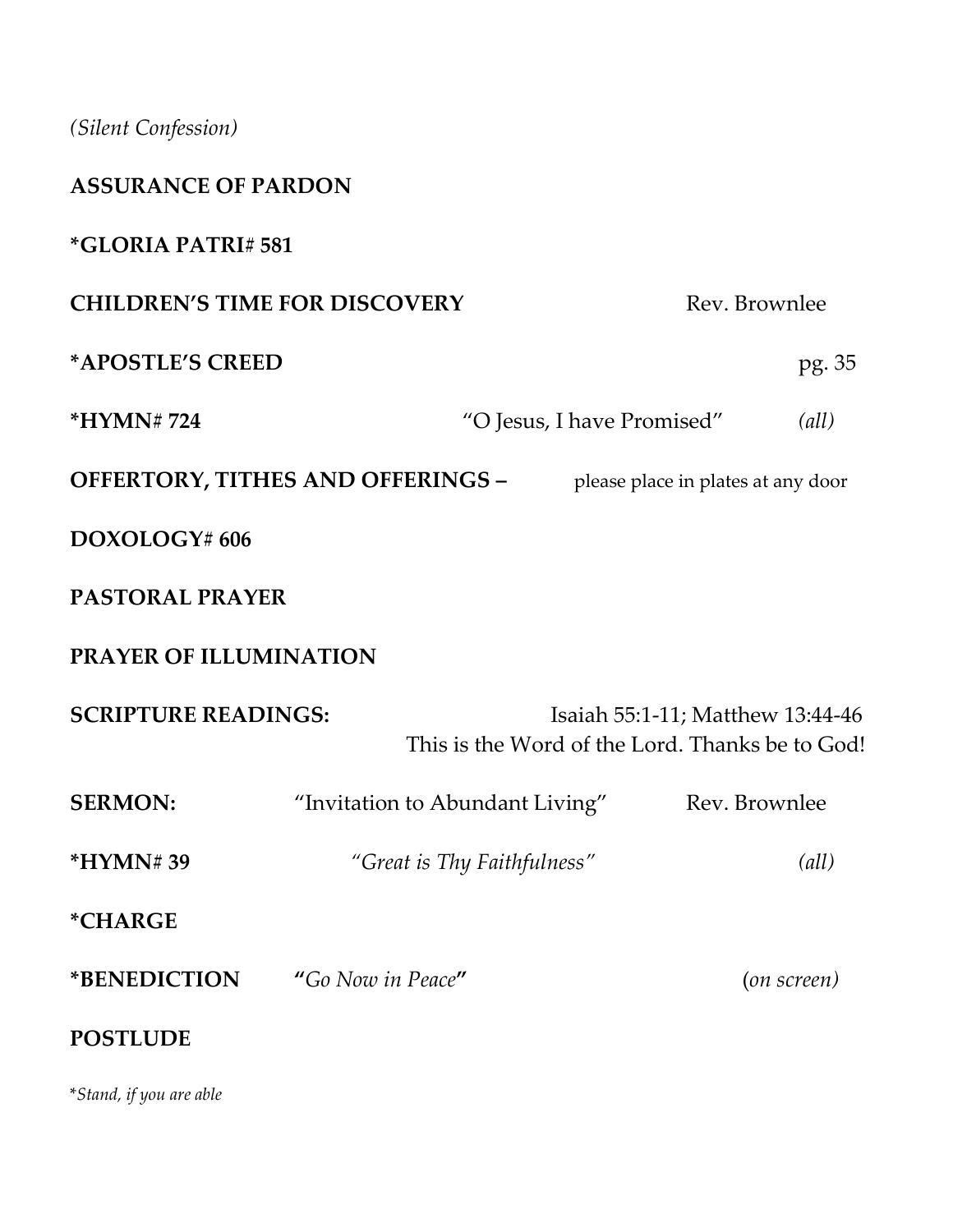*(Silent Confession)*

**ASSURANCE OF PARDON**

***GLORIA PATRI# 581**

**CHILDREN'S TIME FOR DISCOVERY** Rev. Brownlee

***APOSTLE'S CREED** pg. 35

***HYMN# 724** "O Jesus, I have Promised" *(all)*

**OFFERTORY, TITHES AND OFFERINGS –** please place in plates at any door

**DOXOLOGY# 606**

**PASTORAL PRAYER**

**PRAYER OF ILLUMINATION**

**SCRIPTURE READINGS:** Isaiah 55:1-11; Matthew 13:44-46
This is the Word of the Lord. Thanks be to God!

**SERMON:** "Invitation to Abundant Living" Rev. Brownlee

***HYMN# 39** *"Great is Thy Faithfulness"* *(all)*

***CHARGE**

***BENEDICTION** **"***Go Now in Peace***"** (*on screen)*

**POSTLUDE**

**Stand, if you are able*